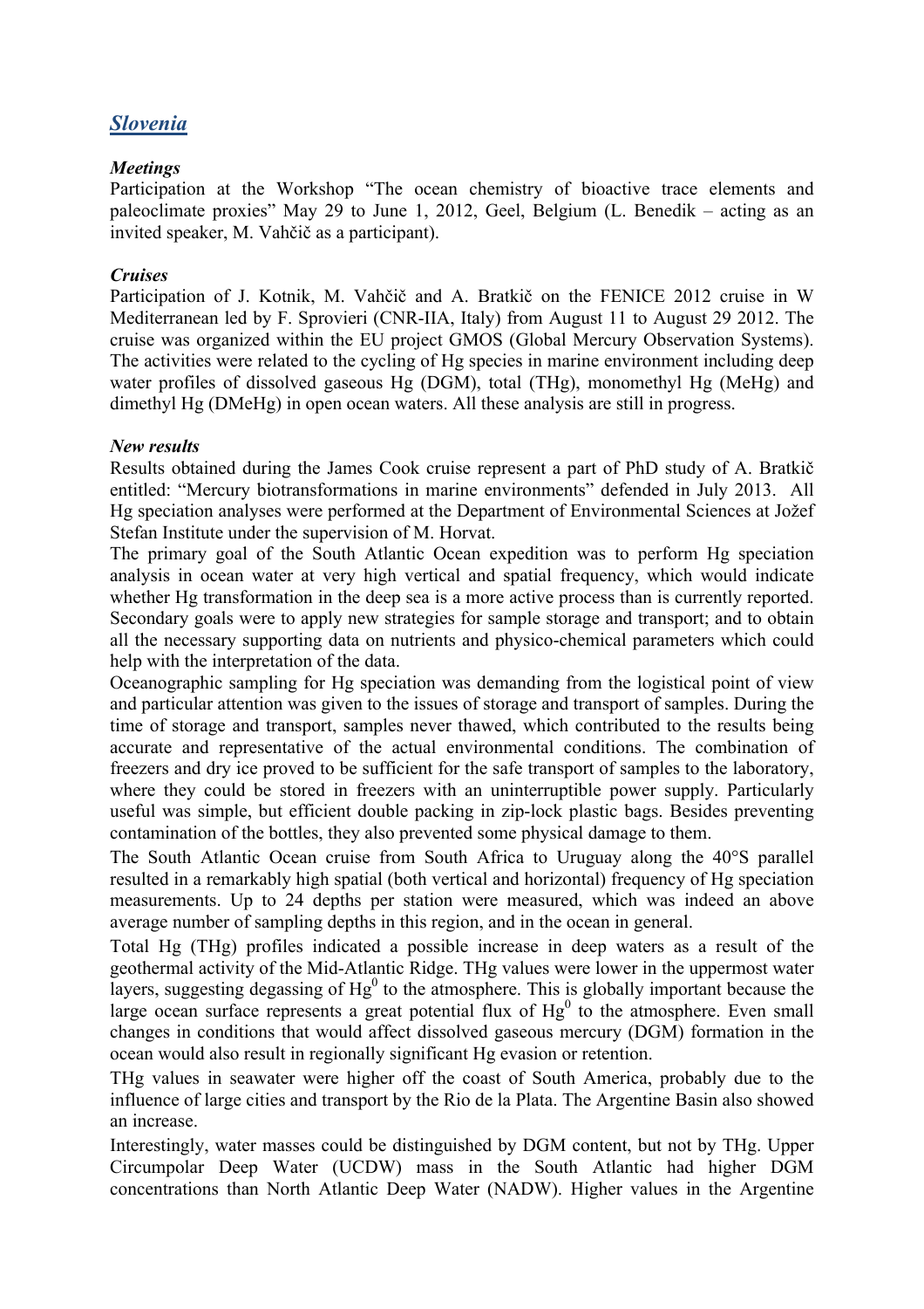## *Slovenia*

### *Meetings*

Participation at the Workshop "The ocean chemistry of bioactive trace elements and paleoclimate proxies" May 29 to June 1, 2012, Geel, Belgium (L. Benedik – acting as an invited speaker, M. Vahčič as a participant).

### *Cruises*

Participation of J. Kotnik, M. Vahčič and A. Bratkič on the FENICE 2012 cruise in W Mediterranean led by F. Sprovieri (CNR-IIA, Italy) from August 11 to August 29 2012. The cruise was organized within the EU project GMOS (Global Mercury Observation Systems). The activities were related to the cycling of Hg species in marine environment including deep water profiles of dissolved gaseous Hg (DGM), total (THg), monomethyl Hg (MeHg) and dimethyl Hg (DMeHg) in open ocean waters. All these analysis are still in progress.

### *New results*

Results obtained during the James Cook cruise represent a part of PhD study of A. Bratkič entitled: "Mercury biotransformations in marine environments" defended in July 2013. All Hg speciation analyses were performed at the Department of Environmental Sciences at Jožef Stefan Institute under the supervision of M. Horvat.

The primary goal of the South Atlantic Ocean expedition was to perform Hg speciation analysis in ocean water at very high vertical and spatial frequency, which would indicate whether Hg transformation in the deep sea is a more active process than is currently reported. Secondary goals were to apply new strategies for sample storage and transport; and to obtain all the necessary supporting data on nutrients and physico-chemical parameters which could help with the interpretation of the data.

Oceanographic sampling for Hg speciation was demanding from the logistical point of view and particular attention was given to the issues of storage and transport of samples. During the time of storage and transport, samples never thawed, which contributed to the results being accurate and representative of the actual environmental conditions. The combination of freezers and dry ice proved to be sufficient for the safe transport of samples to the laboratory, where they could be stored in freezers with an uninterruptible power supply. Particularly useful was simple, but efficient double packing in zip-lock plastic bags. Besides preventing contamination of the bottles, they also prevented some physical damage to them.

The South Atlantic Ocean cruise from South Africa to Uruguay along the 40°S parallel resulted in a remarkably high spatial (both vertical and horizontal) frequency of Hg speciation measurements. Up to 24 depths per station were measured, which was indeed an above average number of sampling depths in this region, and in the ocean in general.

Total Hg (THg) profiles indicated a possible increase in deep waters as a result of the geothermal activity of the Mid-Atlantic Ridge. THg values were lower in the uppermost water layers, suggesting degassing of $Hg^0$ to the atmosphere. This is globally important because the large ocean surface represents a great potential flux of $Hg^0$ to the atmosphere. Even small changes in conditions that would affect dissolved gaseous mercury (DGM) formation in the ocean would also result in regionally significant Hg evasion or retention.

THg values in seawater were higher off the coast of South America, probably due to the influence of large cities and transport by the Rio de la Plata. The Argentine Basin also showed an increase.

Interestingly, water masses could be distinguished by DGM content, but not by THg. Upper Circumpolar Deep Water (UCDW) mass in the South Atlantic had higher DGM concentrations than North Atlantic Deep Water (NADW). Higher values in the Argentine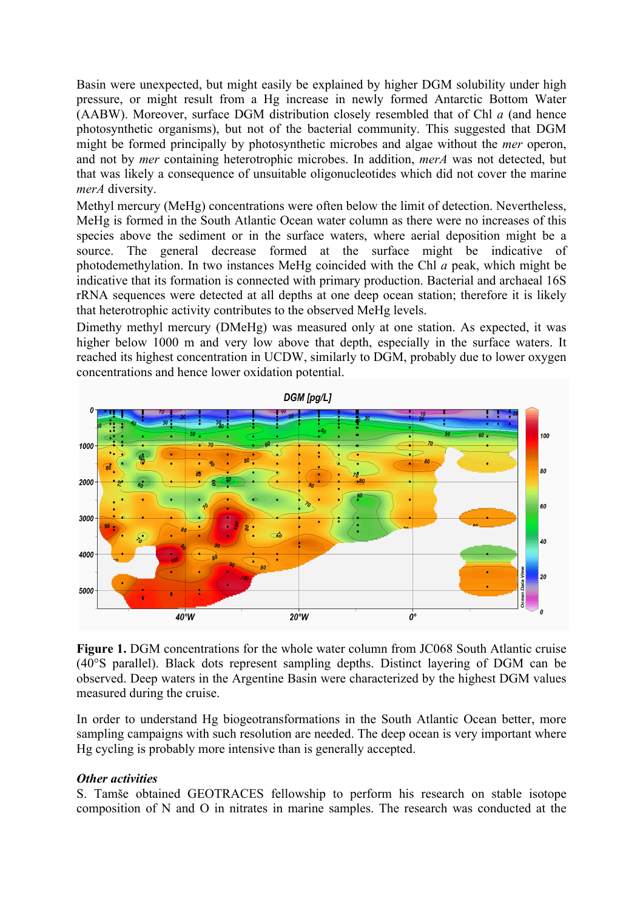Basin were unexpected, but might easily be explained by higher DGM solubility under high pressure, or might result from a Hg increase in newly formed Antarctic Bottom Water (AABW). Moreover, surface DGM distribution closely resembled that of Chl *a* (and hence photosynthetic organisms), but not of the bacterial community. This suggested that DGM might be formed principally by photosynthetic microbes and algae without the *mer* operon, and not by *mer* containing heterotrophic microbes. In addition, *merA* was not detected, but that was likely a consequence of unsuitable oligonucleotides which did not cover the marine *merA* diversity.

Methyl mercury (MeHg) concentrations were often below the limit of detection. Nevertheless, MeHg is formed in the South Atlantic Ocean water column as there were no increases of this species above the sediment or in the surface waters, where aerial deposition might be a source. The general decrease formed at the surface might be indicative of photodemethylation. In two instances MeHg coincided with the Chl *a* peak, which might be indicative that its formation is connected with primary production. Bacterial and archaeal 16S rRNA sequences were detected at all depths at one deep ocean station; therefore it is likely that heterotrophic activity contributes to the observed MeHg levels.

Dimethy methyl mercury (DMeHg) was measured only at one station. As expected, it was higher below 1000 m and very low above that depth, especially in the surface waters. It reached its highest concentration in UCDW, similarly to DGM, probably due to lower oxygen concentrations and hence lower oxidation potential.

**Figure 1.** DGM concentrations for the whole water column from JC068 South Atlantic cruise (40°S parallel). Black dots represent sampling depths. Distinct layering of DGM can be observed. Deep waters in the Argentine Basin were characterized by the highest DGM values measured during the cruise.

In order to understand Hg biogeotransformations in the South Atlantic Ocean better, more sampling campaigns with such resolution are needed. The deep ocean is very important where Hg cycling is probably more intensive than is generally accepted.

***Other activities***

S. Tamše obtained GEOTRACES fellowship to perform his research on stable isotope composition of N and O in nitrates in marine samples. The research was conducted at the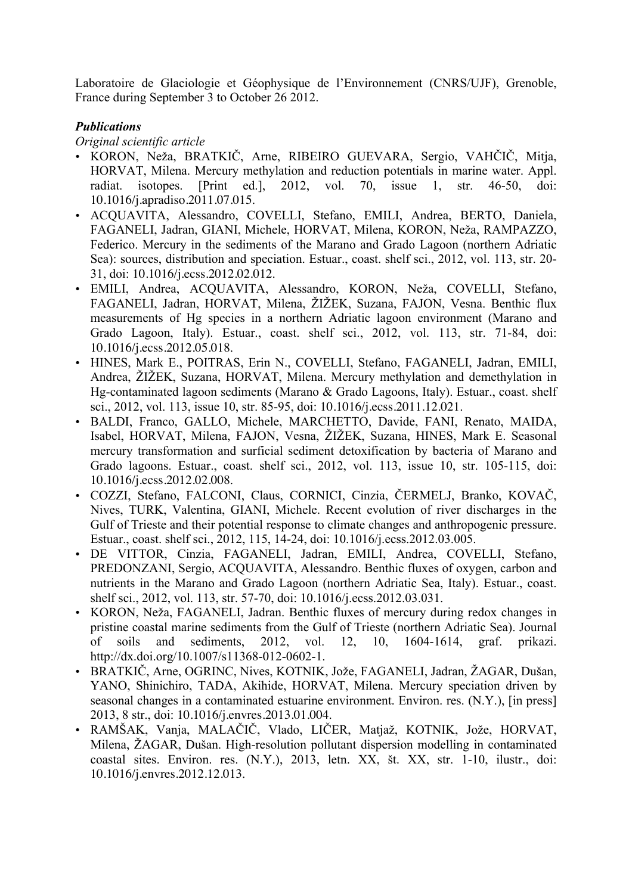Laboratoire de Glaciologie et Géophysique de l'Environnement (CNRS/UJF), Grenoble, France during September 3 to October 26 2012.

***Publications***

*Original scientific article*

- KORON, Neža, BRATKIČ, Arne, RIBEIRO GUEVARA, Sergio, VAHČIČ, Mitja, HORVAT, Milena. Mercury methylation and reduction potentials in marine water. Appl. radiat. isotopes. [Print ed.], 2012, vol. 70, issue 1, str. 46-50, doi: 10.1016/j.apradiso.2011.07.015.
- ACQUAVITA, Alessandro, COVELLI, Stefano, EMILI, Andrea, BERTO, Daniela, FAGANELI, Jadran, GIANI, Michele, HORVAT, Milena, KORON, Neža, RAMPAZZO, Federico. Mercury in the sediments of the Marano and Grado Lagoon (northern Adriatic Sea): sources, distribution and speciation. Estuar., coast. shelf sci., 2012, vol. 113, str. 20-31, doi: 10.1016/j.ecss.2012.02.012.
- EMILI, Andrea, ACQUAVITA, Alessandro, KORON, Neža, COVELLI, Stefano, FAGANELI, Jadran, HORVAT, Milena, ŽIŽEK, Suzana, FAJON, Vesna. Benthic flux measurements of Hg species in a northern Adriatic lagoon environment (Marano and Grado Lagoon, Italy). Estuar., coast. shelf sci., 2012, vol. 113, str. 71-84, doi: 10.1016/j.ecss.2012.05.018.
- HINES, Mark E., POITRAS, Erin N., COVELLI, Stefano, FAGANELI, Jadran, EMILI, Andrea, ŽIŽEK, Suzana, HORVAT, Milena. Mercury methylation and demethylation in Hg-contaminated lagoon sediments (Marano & Grado Lagoons, Italy). Estuar., coast. shelf sci., 2012, vol. 113, issue 10, str. 85-95, doi: 10.1016/j.ecss.2011.12.021.
- BALDI, Franco, GALLO, Michele, MARCHETTO, Davide, FANI, Renato, MAIDA, Isabel, HORVAT, Milena, FAJON, Vesna, ŽIŽEK, Suzana, HINES, Mark E. Seasonal mercury transformation and surficial sediment detoxification by bacteria of Marano and Grado lagoons. Estuar., coast. shelf sci., 2012, vol. 113, issue 10, str. 105-115, doi: 10.1016/j.ecss.2012.02.008.
- COZZI, Stefano, FALCONI, Claus, CORNICI, Cinzia, ČERMELJ, Branko, KOVAČ, Nives, TURK, Valentina, GIANI, Michele. Recent evolution of river discharges in the Gulf of Trieste and their potential response to climate changes and anthropogenic pressure. Estuar., coast. shelf sci., 2012, 115, 14-24, doi: 10.1016/j.ecss.2012.03.005.
- DE VITTOR, Cinzia, FAGANELI, Jadran, EMILI, Andrea, COVELLI, Stefano, PREDONZANI, Sergio, ACQUAVITA, Alessandro. Benthic fluxes of oxygen, carbon and nutrients in the Marano and Grado Lagoon (northern Adriatic Sea, Italy). Estuar., coast. shelf sci., 2012, vol. 113, str. 57-70, doi: 10.1016/j.ecss.2012.03.031.
- KORON, Neža, FAGANELI, Jadran. Benthic fluxes of mercury during redox changes in pristine coastal marine sediments from the Gulf of Trieste (northern Adriatic Sea). Journal of soils and sediments, 2012, vol. 12, 10, 1604-1614, graf. prikazi. http://dx.doi.org/10.1007/s11368-012-0602-1.
- BRATKIČ, Arne, OGRINC, Nives, KOTNIK, Jože, FAGANELI, Jadran, ŽAGAR, Dušan, YANO, Shinichiro, TADA, Akihide, HORVAT, Milena. Mercury speciation driven by seasonal changes in a contaminated estuarine environment. Environ. res. (N.Y.), [in press] 2013, 8 str., doi: 10.1016/j.envres.2013.01.004.
- RAMŠAK, Vanja, MALAČIČ, Vlado, LIČER, Matjaž, KOTNIK, Jože, HORVAT, Milena, ŽAGAR, Dušan. High-resolution pollutant dispersion modelling in contaminated coastal sites. Environ. res. (N.Y.), 2013, letn. XX, št. XX, str. 1-10, ilustr., doi: 10.1016/j.envres.2012.12.013.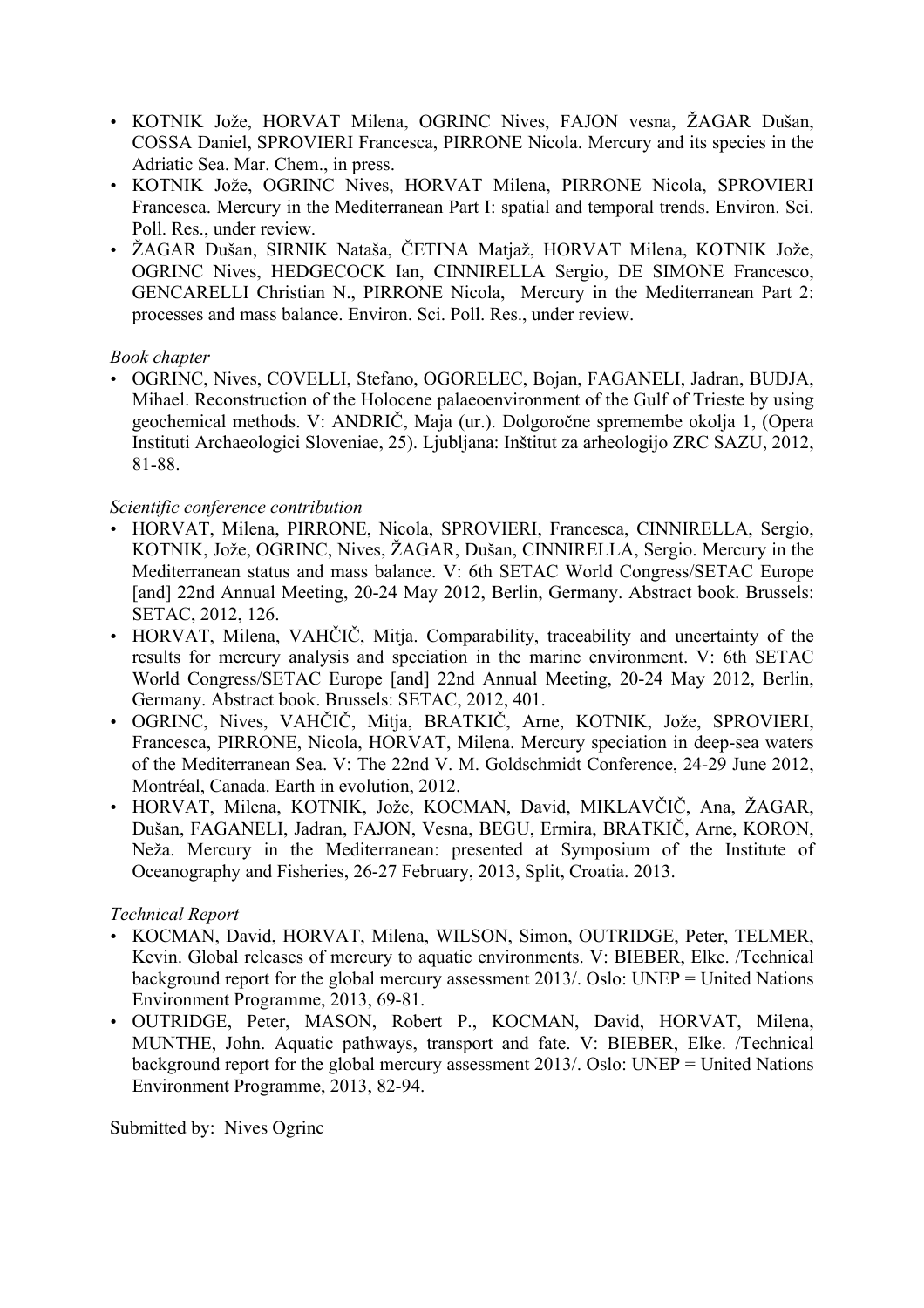- KOTNIK Jože, HORVAT Milena, OGRINC Nives, FAJON vesna, ŽAGAR Dušan, COSSA Daniel, SPROVIERI Francesca, PIRRONE Nicola. Mercury and its species in the Adriatic Sea. Mar. Chem., in press.
- KOTNIK Jože, OGRINC Nives, HORVAT Milena, PIRRONE Nicola, SPROVIERI Francesca. Mercury in the Mediterranean Part I: spatial and temporal trends. Environ. Sci. Poll. Res., under review.
- ŽAGAR Dušan, SIRNIK Nataša, ČETINA Matjaž, HORVAT Milena, KOTNIK Jože, OGRINC Nives, HEDGECOCK Ian, CINNIRELLA Sergio, DE SIMONE Francesco, GENCARELLI Christian N., PIRRONE Nicola, Mercury in the Mediterranean Part 2: processes and mass balance. Environ. Sci. Poll. Res., under review.

*Book chapter*

- OGRINC, Nives, COVELLI, Stefano, OGORELEC, Bojan, FAGANELI, Jadran, BUDJA, Mihael. Reconstruction of the Holocene palaeoenvironment of the Gulf of Trieste by using geochemical methods. V: ANDRIČ, Maja (ur.). Dolgoročne spremembe okolja 1, (Opera Instituti Archaeologici Sloveniae, 25). Ljubljana: Inštitut za arheologijo ZRC SAZU, 2012, 81-88.

*Scientific conference contribution*

- HORVAT, Milena, PIRRONE, Nicola, SPROVIERI, Francesca, CINNIRELLA, Sergio, KOTNIK, Jože, OGRINC, Nives, ŽAGAR, Dušan, CINNIRELLA, Sergio. Mercury in the Mediterranean status and mass balance. V: 6th SETAC World Congress/SETAC Europe [and] 22nd Annual Meeting, 20-24 May 2012, Berlin, Germany. Abstract book. Brussels: SETAC, 2012, 126.
- HORVAT, Milena, VAHČIČ, Mitja. Comparability, traceability and uncertainty of the results for mercury analysis and speciation in the marine environment. V: 6th SETAC World Congress/SETAC Europe [and] 22nd Annual Meeting, 20-24 May 2012, Berlin, Germany. Abstract book. Brussels: SETAC, 2012, 401.
- OGRINC, Nives, VAHČIČ, Mitja, BRATKIČ, Arne, KOTNIK, Jože, SPROVIERI, Francesca, PIRRONE, Nicola, HORVAT, Milena. Mercury speciation in deep-sea waters of the Mediterranean Sea. V: The 22nd V. M. Goldschmidt Conference, 24-29 June 2012, Montréal, Canada. Earth in evolution, 2012.
- HORVAT, Milena, KOTNIK, Jože, KOCMAN, David, MIKLAVČIČ, Ana, ŽAGAR, Dušan, FAGANELI, Jadran, FAJON, Vesna, BEGU, Ermira, BRATKIČ, Arne, KORON, Neža. Mercury in the Mediterranean: presented at Symposium of the Institute of Oceanography and Fisheries, 26-27 February, 2013, Split, Croatia. 2013.

*Technical Report*

- KOCMAN, David, HORVAT, Milena, WILSON, Simon, OUTRIDGE, Peter, TELMER, Kevin. Global releases of mercury to aquatic environments. V: BIEBER, Elke. /Technical background report for the global mercury assessment 2013/. Oslo: UNEP = United Nations Environment Programme, 2013, 69-81.
- OUTRIDGE, Peter, MASON, Robert P., KOCMAN, David, HORVAT, Milena, MUNTHE, John. Aquatic pathways, transport and fate. V: BIEBER, Elke. /Technical background report for the global mercury assessment 2013/. Oslo: UNEP = United Nations Environment Programme, 2013, 82-94.

Submitted by: Nives Ogrinc